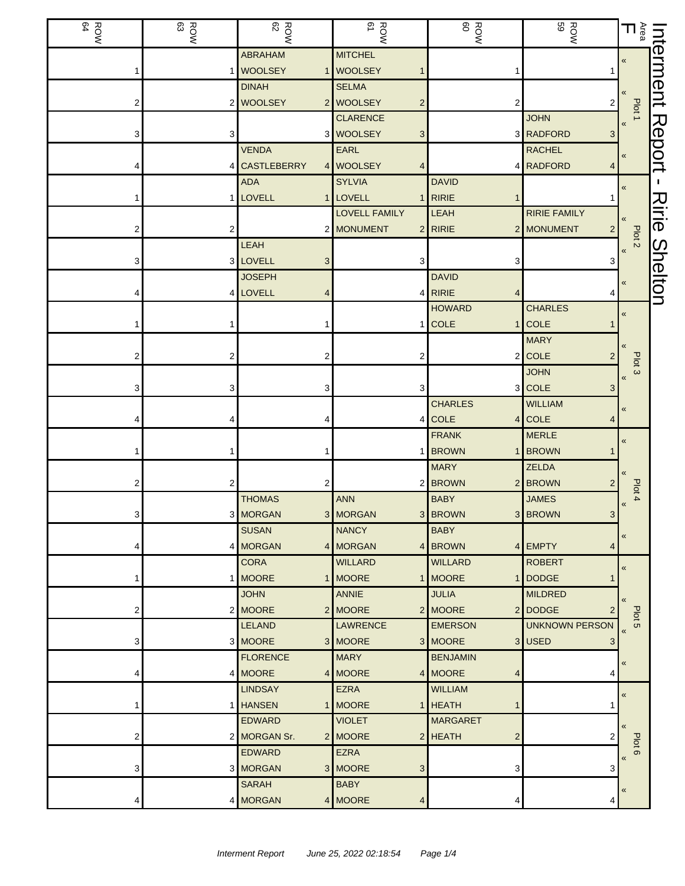# Interment Report - Ririe Shelton

Area F

| Plot | ROW 59 | ROW 60 | ROW 61 | ROW 62 | ROW 63 | ROW 64 |
|---|---|---|---|---|---|---|
| Plot 1 | 1 | 1 | MITCHEL WOOLSEY 1 | ABRAHAM WOOLSEY 1 | 1 | 1 |
| | 2 | 2 | SELMA WOOLSEY 2 | DINAH WOOLSEY 2 | 2 | 2 |
| | JOHN RADFORD 3 | 3 | CLARENCE WOOLSEY 3 | 3 | 3 | 3 |
| | RACHEL RADFORD 4 | 4 | EARL WOOLSEY 4 | VENDA CASTLEBERRY 4 | 4 | 4 |
| Plot 2 | 1 | DAVID RIRIE 1 | SYLVIA LOVELL 1 | ADA LOVELL 1 | 1 | 1 |
| | RIRIE FAMILY MONUMENT 2 | LEAH RIRIE 2 | LOVELL FAMILY MONUMENT 2 | 2 | 2 | 2 |
| | 3 | 3 | 3 | LEAH LOVELL 3 | 3 | 3 |
| | 4 | DAVID RIRIE 4 | 4 | JOSEPH LOVELL 4 | 4 | 4 |
| Plot 3 | CHARLES COLE 1 | HOWARD COLE 1 | 1 | 1 | 1 | 1 |
| | MARY COLE 2 | 2 | 2 | 2 | 2 | 2 |
| | JOHN COLE 3 | 3 | 3 | 3 | 3 | 3 |
| | WILLIAM COLE 4 | CHARLES COLE 4 | 4 | 4 | 4 | 4 |
| Plot 4 | MERLE BROWN 1 | FRANK BROWN 1 | 1 | 1 | 1 | 1 |
| | ZELDA BROWN 2 | MARY BROWN 2 | 2 | 2 | 2 | 2 |
| | JAMES BROWN 3 | BABY BROWN 3 | ANN MORGAN 3 | THOMAS MORGAN 3 | 3 | 3 |
| | EMPTY 4 | BABY BROWN 4 | NANCY MORGAN 4 | SUSAN MORGAN 4 | 4 | 4 |
| Plot 5 | ROBERT DODGE 1 | WILLARD MOORE 1 | WILLARD MOORE 1 | CORA MOORE 1 | 1 | 1 |
| | MILDRED DODGE 2 | JULIA MOORE 2 | ANNIE MOORE 2 | JOHN MOORE 2 | 2 | 2 |
| | UNKNOWN PERSON USED 3 | EMERSON MOORE 3 | LAWRENCE MOORE 3 | LELAND MOORE 3 | 3 | 3 |
| | 4 | BENJAMIN MOORE 4 | MARY MOORE 4 | FLORENCE MOORE 4 | 4 | 4 |
| Plot 6 | 1 | WILLIAM HEATH 1 | EZRA MOORE 1 | LINDSAY HANSEN 1 | 1 | 1 |
| | 2 | MARGARET HEATH 2 | VIOLET MOORE 2 | EDWARD MORGAN Sr. 2 | 2 | 2 |
| | 3 | 3 | EZRA MOORE 3 | EDWARD MORGAN 3 | 3 | 3 |
| | 4 | 4 | BABY MOORE 4 | SARAH MORGAN 4 | 4 | 4 |

*Interment Report June 25, 2022 02:18:54*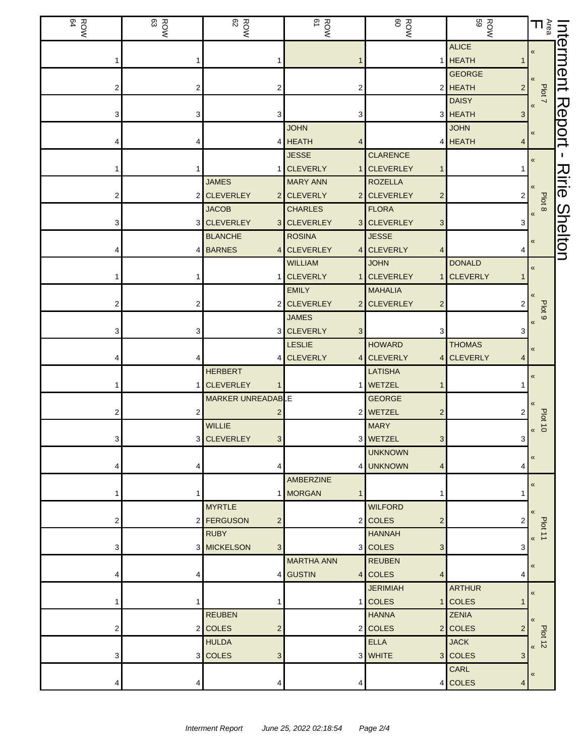# Interment Report - Ririe Shelton

| Area F | ROW 59 | ROW 60 | ROW 61 | ROW 62 | ROW 63 | ROW 64 |
|---|---|---|---|---|---|---|
| Plot 7 | ALICE HEATH 1 | 1 | 1 | 1 | 1 | 1 |
| | GEORGE HEATH 2 | 2 | 2 | 2 | 2 | 2 |
| | DAISY HEATH 3 | 3 | 3 | 3 | 3 | 3 |
| | JOHN HEATH 4 | 4 | JOHN HEATH 4 | 4 | 4 | 4 |
| Plot 8 | 1 | CLARENCE CLEVERLEY 1 | JESSE CLEVERLY 1 | 1 | 1 | 1 |
| | 2 | ROZELLA CLEVERLEY 2 | MARY ANN CLEVERLY 2 | JAMES CLEVERLEY 2 | 2 | 2 |
| | 3 | FLORA CLEVERLEY 3 | CHARLES CLEVERLEY 3 | JACOB CLEVERLEY 3 | 3 | 3 |
| | 4 | JESSE CLEVERLY 4 | ROSINA CLEVERLEY 4 | BLANCHE BARNES 4 | 4 | 4 |
| Plot 9 | DONALD CLEVERLY 1 | JOHN CLEVERLEY 1 | WILLIAM CLEVERLY 1 | 1 | 1 | 1 |
| | 2 | MAHALIA CLEVERLEY 2 | EMILY CLEVERLEY 2 | 2 | 2 | 2 |
| | 3 | 3 | JAMES CLEVERLY 3 | 3 | 3 | 3 |
| | THOMAS CLEVERLY 4 | HOWARD CLEVERLY 4 | LESLIE CLEVERLY 4 | 4 | 4 | 4 |
| Plot 10 | 1 | LATISHA WETZEL 1 | 1 | HERBERT CLEVERLEY 1 | 1 | 1 |
| | 2 | GEORGE WETZEL 2 | 2 | MARKER UNREADABLE 2 | 2 | 2 |
| | 3 | MARY WETZEL 3 | 3 | WILLIE CLEVERLEY 3 | 3 | 3 |
| | 4 | UNKNOWN UNKNOWN 4 | 4 | 4 | 4 | 4 |
| Plot 11 | 1 | 1 | AMBERZINE MORGAN 1 | 1 | 1 | 1 |
| | 2 | WILFORD COLES 2 | 2 | MYRTLE FERGUSON 2 | 2 | 2 |
| | 3 | HANNAH COLES 3 | 3 | RUBY MICKELSON 3 | 3 | 3 |
| | 4 | REUBEN COLES 4 | MARTHA ANN GUSTIN 4 | 4 | 4 | 4 |
| Plot 12 | ARTHUR COLES 1 | JERIMIAH COLES 1 | 1 | 1 | 1 | 1 |
| | ZENIA COLES 2 | HANNA COLES 2 | 2 | REUBEN COLES 2 | 2 | 2 |
| | JACK COLES 3 | ELLA WHITE 3 | 3 | HULDA COLES 3 | 3 | 3 |
| | CARL COLES 4 | 4 | 4 | 4 | 4 | 4 |

*Interment Report June 25, 2022 02:18:54*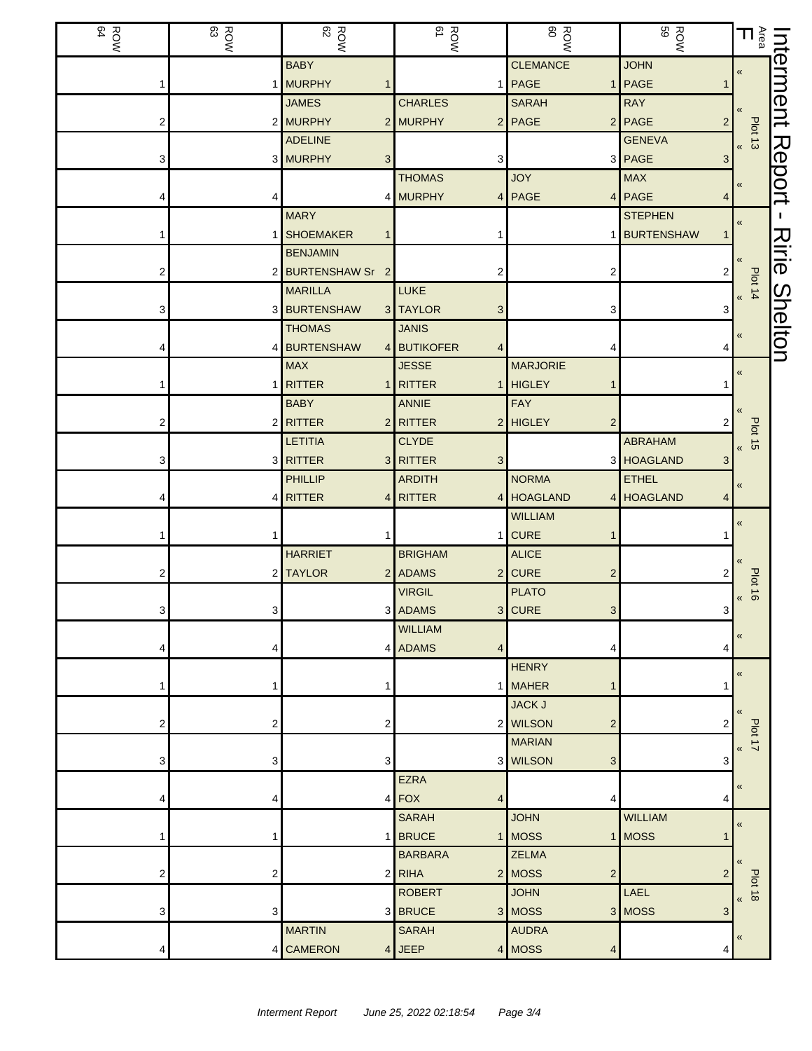# Interment Report - Ririe Shelton

| Area F | ROW 59 | ROW 60 | ROW 61 | ROW 62 | ROW 63 | ROW 64 |
|---|---|---|---|---|---|---|
| Plot 13 « | JOHN PAGE 1 | CLEMANCE PAGE 1 | 1 | BABY MURPHY 1 | 1 | 1 |
| « | RAY PAGE 2 | SARAH PAGE 2 | CHARLES MURPHY 2 | JAMES MURPHY 2 | 2 | 2 |
| « | GENEVA PAGE 3 | 3 | 3 | ADELINE MURPHY 3 | 3 | 3 |
| « | MAX PAGE 4 | JOY PAGE 4 | THOMAS MURPHY 4 | 4 | 4 | 4 |
| Plot 14 « | STEPHEN BURTENSHAW 1 | 1 | 1 | MARY SHOEMAKER 1 | 1 | 1 |
| « | 2 | 2 | 2 | BENJAMIN BURTENSHAW Sr 2 | 2 | 2 |
| « | 3 | 3 | LUKE TAYLOR 3 | MARILLA BURTENSHAW 3 | 3 | 3 |
| « | 4 | 4 | JANIS BUTIKOFER 4 | THOMAS BURTENSHAW 4 | 4 | 4 |
| Plot 15 « | 1 | MARJORIE HIGLEY 1 | JESSE RITTER 1 | MAX RITTER 1 | 1 | 1 |
| « | 2 | FAY HIGLEY 2 | ANNIE RITTER 2 | BABY RITTER 2 | 2 | 2 |
| « | ABRAHAM HOAGLAND 3 | 3 | CLYDE RITTER 3 | LETITIA RITTER 3 | 3 | 3 |
| « | ETHEL HOAGLAND 4 | NORMA HOAGLAND 4 | ARDITH RITTER 4 | PHILLIP RITTER 4 | 4 | 4 |
| Plot 16 « | 1 | WILLIAM CURE 1 | 1 | 1 | 1 | 1 |
| « | 2 | ALICE CURE 2 | BRIGHAM ADAMS 2 | HARRIET TAYLOR 2 | 2 | 2 |
| « | 3 | PLATO CURE 3 | VIRGIL ADAMS 3 | 3 | 3 | 3 |
| « | 4 | 4 | WILLIAM ADAMS 4 | 4 | 4 | 4 |
| Plot 17 « | 1 | HENRY MAHER 1 | 1 | 1 | 1 | 1 |
| « | 2 | JACK J WILSON 2 | 2 | 2 | 2 | 2 |
| « | 3 | MARIAN WILSON 3 | 3 | 3 | 3 | 3 |
| « | 4 | 4 | EZRA FOX 4 | 4 | 4 | 4 |
| Plot 18 « | WILLIAM MOSS 1 | JOHN MOSS 1 | SARAH BRUCE 1 | 1 | 1 | 1 |
| « | 2 | ZELMA MOSS 2 | BARBARA RIHA 2 | 2 | 2 | 2 |
| « | LAEL MOSS 3 | JOHN MOSS 3 | ROBERT BRUCE 3 | 3 | 3 | 3 |
| « | 4 | AUDRA MOSS 4 | SARAH JEEP 4 | MARTIN CAMERON 4 | 4 | 4 |

*Interment Report June 25, 2022 02:18:54*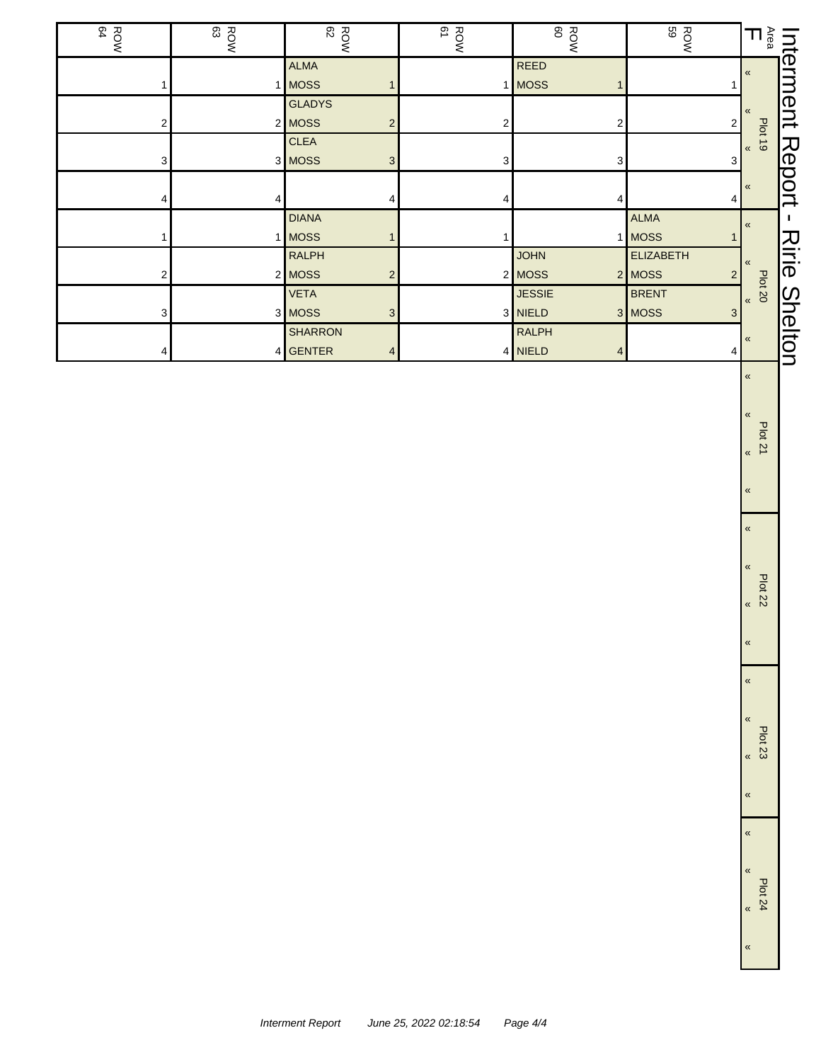# Interment Report - Ririe Shelton

Area F

| Plot | ROW 59 | ROW 60 | ROW 61 | ROW 62 | ROW 63 | ROW 64 |
|---|---|---|---|---|---|---|
| Plot 19 « | 1 | REED MOSS 1 | 1 | ALMA MOSS 1 | 1 | 1 |
| « | 2 | 2 | 2 | GLADYS MOSS 2 | 2 | 2 |
| « | 3 | 3 | 3 | CLEA MOSS 3 | 3 | 3 |
| « | 4 | 4 | 4 | 4 | 4 | 4 |
| Plot 20 « | ALMA MOSS 1 | 1 | 1 | DIANA MOSS 1 | 1 | 1 |
| « | ELIZABETH MOSS 2 | JOHN MOSS 2 | 2 | RALPH MOSS 2 | 2 | 2 |
| « | BRENT MOSS 3 | JESSIE NIELD 3 | 3 | VETA MOSS 3 | 3 | 3 |
| « | 4 | RALPH NIELD 4 | 4 | SHARRON GENTER 4 | 4 | 4 |

Plot 21 « « « «

Plot 22 « « « «

Plot 23 « « « «

Plot 24 « « « «